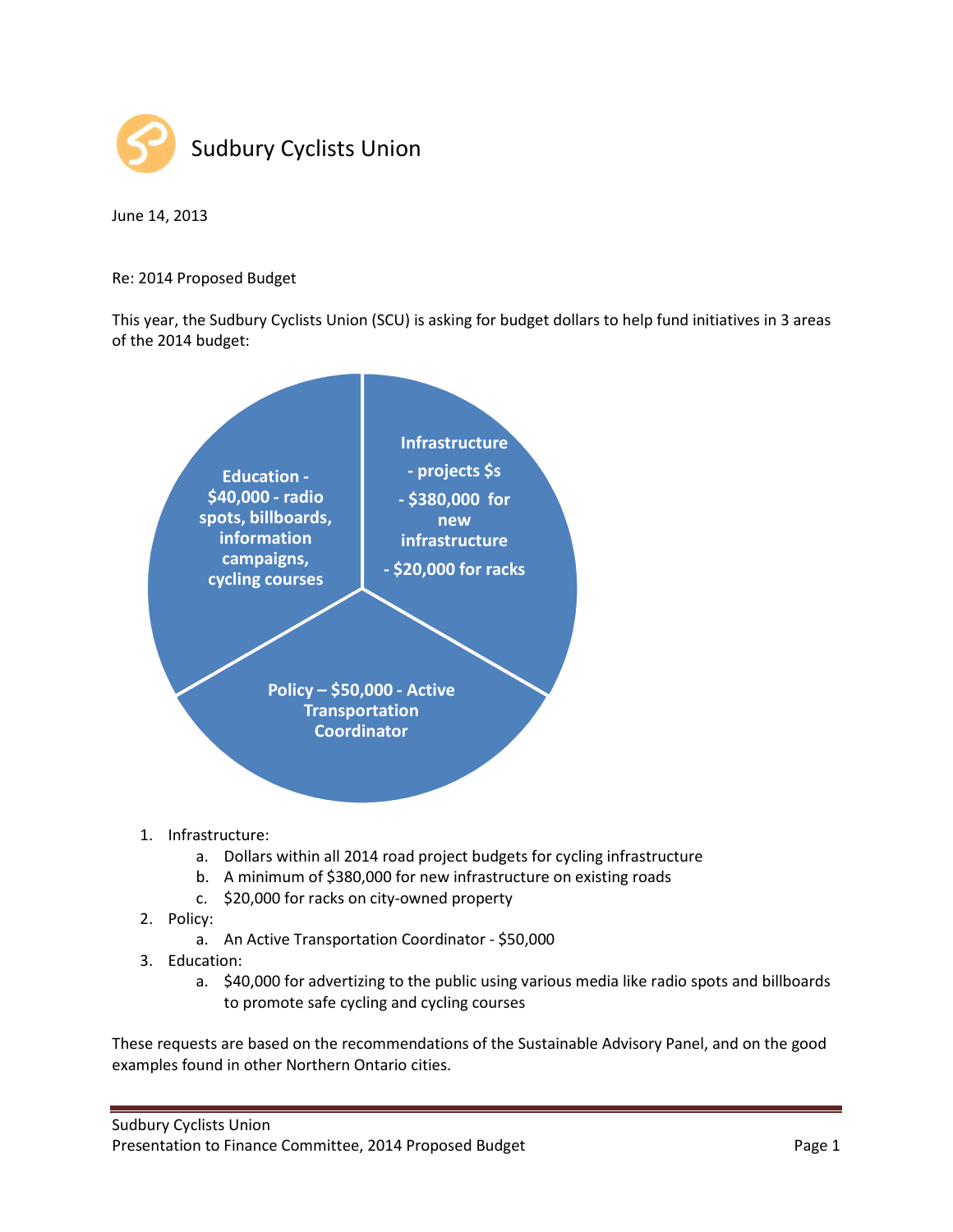# Sudbury Cyclists Union

June 14, 2013

Re: 2014 Proposed Budget

This year, the Sudbury Cyclists Union (SCU) is asking for budget dollars to help fund initiatives in 3 areas of the 2014 budget:

**Infrastructure - projects $s - $380,000 for new infrastructure - $20,000 for racks**

**Education - $40,000 - radio spots, billboards, information campaigns, cycling courses**

**Policy – $50,000 - Active Transportation Coordinator**

1. Infrastructure:
    a. Dollars within all 2014 road project budgets for cycling infrastructure
    b. A minimum of $380,000 for new infrastructure on existing roads
    c. $20,000 for racks on city-owned property
2. Policy:
    a. An Active Transportation Coordinator - $50,000
3. Education:
    a. $40,000 for advertizing to the public using various media like radio spots and billboards to promote safe cycling and cycling courses

These requests are based on the recommendations of the Sustainable Advisory Panel, and on the good examples found in other Northern Ontario cities.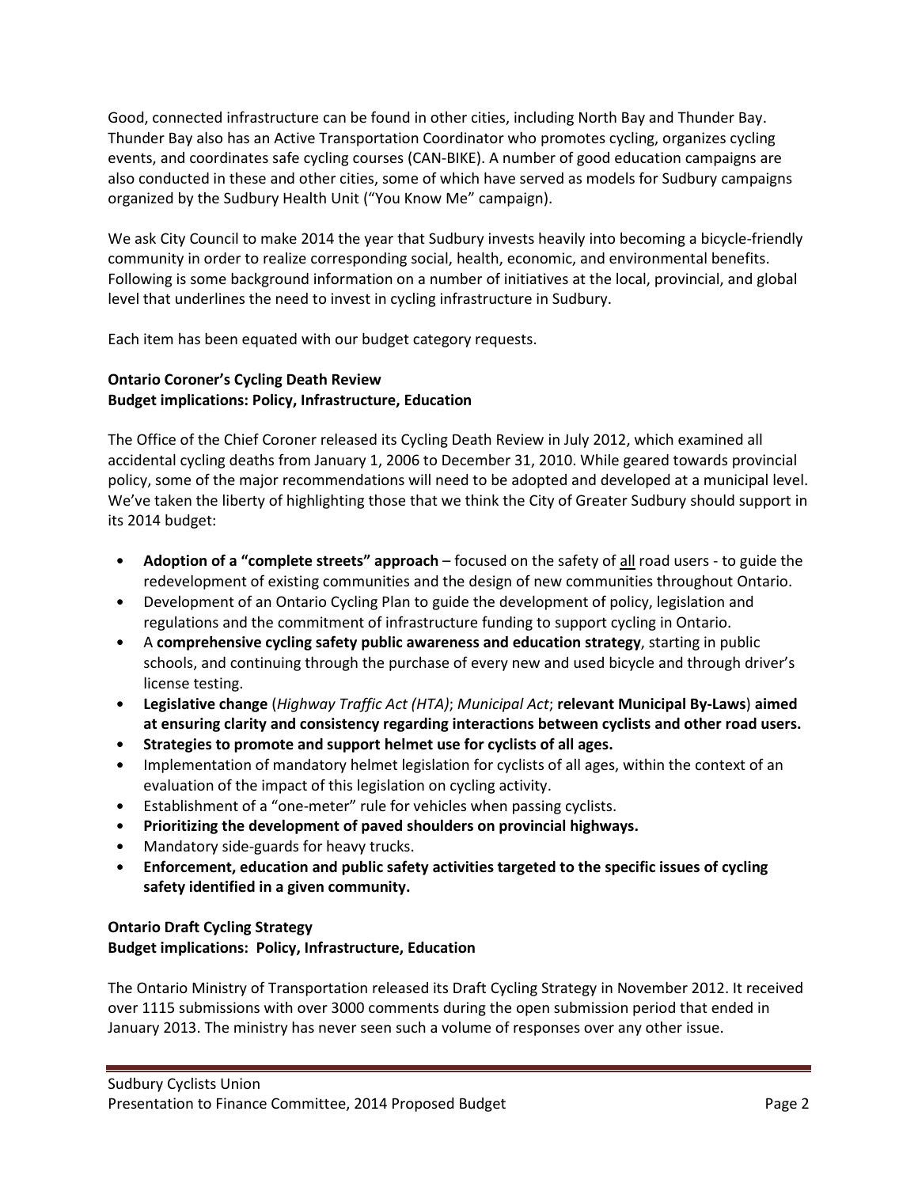Good, connected infrastructure can be found in other cities, including North Bay and Thunder Bay. Thunder Bay also has an Active Transportation Coordinator who promotes cycling, organizes cycling events, and coordinates safe cycling courses (CAN-BIKE). A number of good education campaigns are also conducted in these and other cities, some of which have served as models for Sudbury campaigns organized by the Sudbury Health Unit ("You Know Me" campaign).

We ask City Council to make 2014 the year that Sudbury invests heavily into becoming a bicycle-friendly community in order to realize corresponding social, health, economic, and environmental benefits. Following is some background information on a number of initiatives at the local, provincial, and global level that underlines the need to invest in cycling infrastructure in Sudbury.

Each item has been equated with our budget category requests.

**Ontario Coroner's Cycling Death Review**
**Budget implications: Policy, Infrastructure, Education**

The Office of the Chief Coroner released its Cycling Death Review in July 2012, which examined all accidental cycling deaths from January 1, 2006 to December 31, 2010. While geared towards provincial policy, some of the major recommendations will need to be adopted and developed at a municipal level. We've taken the liberty of highlighting those that we think the City of Greater Sudbury should support in its 2014 budget:

- **Adoption of a "complete streets" approach** – focused on the safety of <u>all</u> road users - to guide the redevelopment of existing communities and the design of new communities throughout Ontario.
- Development of an Ontario Cycling Plan to guide the development of policy, legislation and regulations and the commitment of infrastructure funding to support cycling in Ontario.
- A **comprehensive cycling safety public awareness and education strategy**, starting in public schools, and continuing through the purchase of every new and used bicycle and through driver's license testing.
- **Legislative change** (*Highway Traffic Act (HTA)*; *Municipal Act*; **relevant Municipal By-Laws**) **aimed at ensuring clarity and consistency regarding interactions between cyclists and other road users.**
- **Strategies to promote and support helmet use for cyclists of all ages.**
- Implementation of mandatory helmet legislation for cyclists of all ages, within the context of an evaluation of the impact of this legislation on cycling activity.
- Establishment of a "one-meter" rule for vehicles when passing cyclists.
- **Prioritizing the development of paved shoulders on provincial highways.**
- Mandatory side-guards for heavy trucks.
- **Enforcement, education and public safety activities targeted to the specific issues of cycling safety identified in a given community.**

**Ontario Draft Cycling Strategy**
**Budget implications: Policy, Infrastructure, Education**

The Ontario Ministry of Transportation released its Draft Cycling Strategy in November 2012. It received over 1115 submissions with over 3000 comments during the open submission period that ended in January 2013. The ministry has never seen such a volume of responses over any other issue.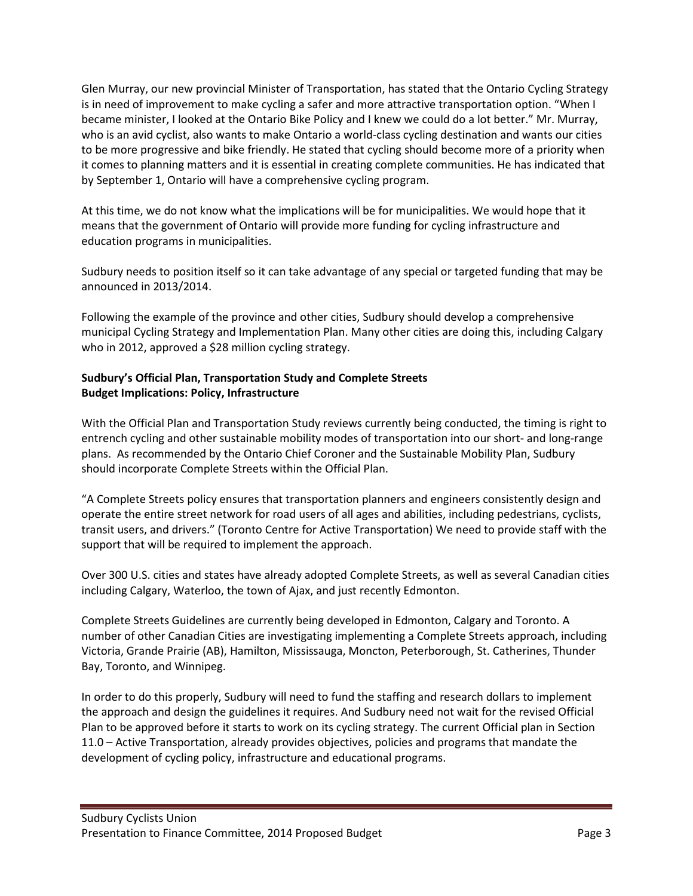Glen Murray, our new provincial Minister of Transportation, has stated that the Ontario Cycling Strategy is in need of improvement to make cycling a safer and more attractive transportation option. "When I became minister, I looked at the Ontario Bike Policy and I knew we could do a lot better." Mr. Murray, who is an avid cyclist, also wants to make Ontario a world-class cycling destination and wants our cities to be more progressive and bike friendly. He stated that cycling should become more of a priority when it comes to planning matters and it is essential in creating complete communities. He has indicated that by September 1, Ontario will have a comprehensive cycling program.

At this time, we do not know what the implications will be for municipalities. We would hope that it means that the government of Ontario will provide more funding for cycling infrastructure and education programs in municipalities.

Sudbury needs to position itself so it can take advantage of any special or targeted funding that may be announced in 2013/2014.

Following the example of the province and other cities, Sudbury should develop a comprehensive municipal Cycling Strategy and Implementation Plan. Many other cities are doing this, including Calgary who in 2012, approved a $28 million cycling strategy.

**Sudbury's Official Plan, Transportation Study and Complete Streets**
**Budget Implications: Policy, Infrastructure**

With the Official Plan and Transportation Study reviews currently being conducted, the timing is right to entrench cycling and other sustainable mobility modes of transportation into our short- and long-range plans. As recommended by the Ontario Chief Coroner and the Sustainable Mobility Plan, Sudbury should incorporate Complete Streets within the Official Plan.

"A Complete Streets policy ensures that transportation planners and engineers consistently design and operate the entire street network for road users of all ages and abilities, including pedestrians, cyclists, transit users, and drivers." (Toronto Centre for Active Transportation) We need to provide staff with the support that will be required to implement the approach.

Over 300 U.S. cities and states have already adopted Complete Streets, as well as several Canadian cities including Calgary, Waterloo, the town of Ajax, and just recently Edmonton.

Complete Streets Guidelines are currently being developed in Edmonton, Calgary and Toronto. A number of other Canadian Cities are investigating implementing a Complete Streets approach, including Victoria, Grande Prairie (AB), Hamilton, Mississauga, Moncton, Peterborough, St. Catherines, Thunder Bay, Toronto, and Winnipeg.

In order to do this properly, Sudbury will need to fund the staffing and research dollars to implement the approach and design the guidelines it requires. And Sudbury need not wait for the revised Official Plan to be approved before it starts to work on its cycling strategy. The current Official plan in Section 11.0 – Active Transportation, already provides objectives, policies and programs that mandate the development of cycling policy, infrastructure and educational programs.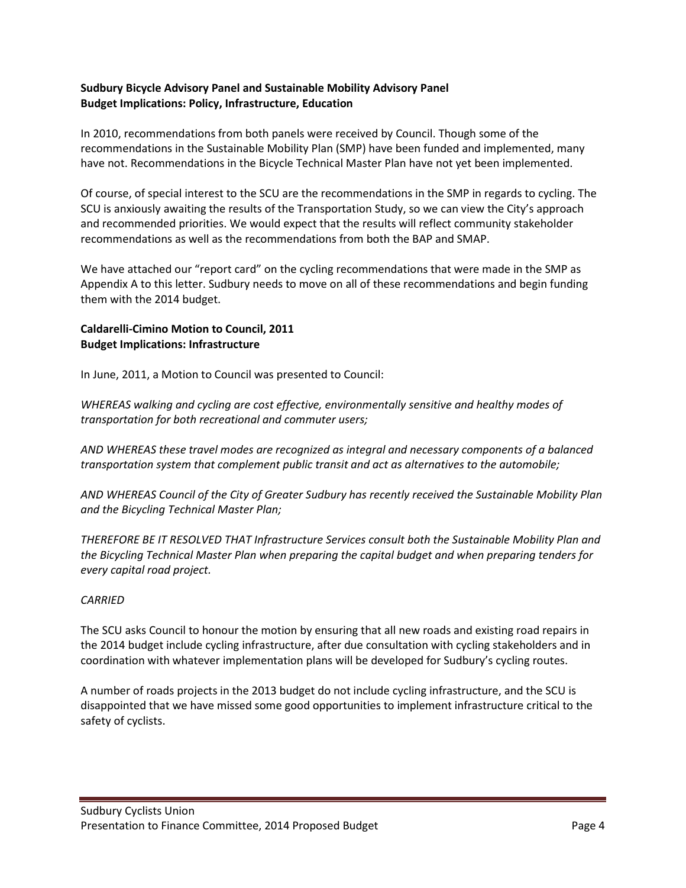**Sudbury Bicycle Advisory Panel and Sustainable Mobility Advisory Panel**
**Budget Implications: Policy, Infrastructure, Education**

In 2010, recommendations from both panels were received by Council. Though some of the recommendations in the Sustainable Mobility Plan (SMP) have been funded and implemented, many have not. Recommendations in the Bicycle Technical Master Plan have not yet been implemented.

Of course, of special interest to the SCU are the recommendations in the SMP in regards to cycling. The SCU is anxiously awaiting the results of the Transportation Study, so we can view the City's approach and recommended priorities. We would expect that the results will reflect community stakeholder recommendations as well as the recommendations from both the BAP and SMAP.

We have attached our "report card" on the cycling recommendations that were made in the SMP as Appendix A to this letter. Sudbury needs to move on all of these recommendations and begin funding them with the 2014 budget.

**Caldarelli-Cimino Motion to Council, 2011**
**Budget Implications: Infrastructure**

In June, 2011, a Motion to Council was presented to Council:

*WHEREAS walking and cycling are cost effective, environmentally sensitive and healthy modes of transportation for both recreational and commuter users;*

*AND WHEREAS these travel modes are recognized as integral and necessary components of a balanced transportation system that complement public transit and act as alternatives to the automobile;*

*AND WHEREAS Council of the City of Greater Sudbury has recently received the Sustainable Mobility Plan and the Bicycling Technical Master Plan;*

*THEREFORE BE IT RESOLVED THAT Infrastructure Services consult both the Sustainable Mobility Plan and the Bicycling Technical Master Plan when preparing the capital budget and when preparing tenders for every capital road project.*

*CARRIED*

The SCU asks Council to honour the motion by ensuring that all new roads and existing road repairs in the 2014 budget include cycling infrastructure, after due consultation with cycling stakeholders and in coordination with whatever implementation plans will be developed for Sudbury's cycling routes.

A number of roads projects in the 2013 budget do not include cycling infrastructure, and the SCU is disappointed that we have missed some good opportunities to implement infrastructure critical to the safety of cyclists.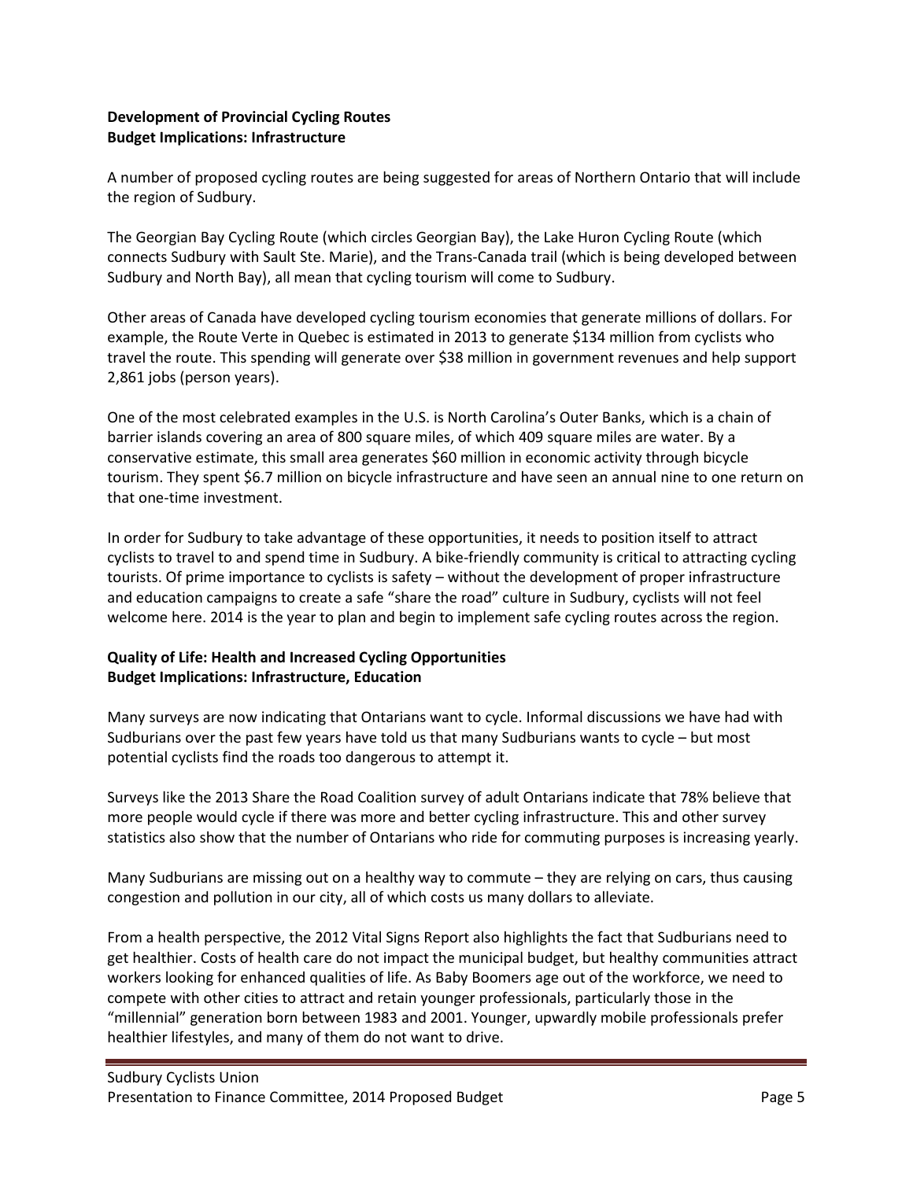**Development of Provincial Cycling Routes**
**Budget Implications: Infrastructure**

A number of proposed cycling routes are being suggested for areas of Northern Ontario that will include the region of Sudbury.

The Georgian Bay Cycling Route (which circles Georgian Bay), the Lake Huron Cycling Route (which connects Sudbury with Sault Ste. Marie), and the Trans-Canada trail (which is being developed between Sudbury and North Bay), all mean that cycling tourism will come to Sudbury.

Other areas of Canada have developed cycling tourism economies that generate millions of dollars. For example, the Route Verte in Quebec is estimated in 2013 to generate $134 million from cyclists who travel the route. This spending will generate over $38 million in government revenues and help support 2,861 jobs (person years).

One of the most celebrated examples in the U.S. is North Carolina's Outer Banks, which is a chain of barrier islands covering an area of 800 square miles, of which 409 square miles are water. By a conservative estimate, this small area generates $60 million in economic activity through bicycle tourism. They spent $6.7 million on bicycle infrastructure and have seen an annual nine to one return on that one-time investment.

In order for Sudbury to take advantage of these opportunities, it needs to position itself to attract cyclists to travel to and spend time in Sudbury. A bike-friendly community is critical to attracting cycling tourists. Of prime importance to cyclists is safety – without the development of proper infrastructure and education campaigns to create a safe "share the road" culture in Sudbury, cyclists will not feel welcome here. 2014 is the year to plan and begin to implement safe cycling routes across the region.

**Quality of Life: Health and Increased Cycling Opportunities**
**Budget Implications: Infrastructure, Education**

Many surveys are now indicating that Ontarians want to cycle. Informal discussions we have had with Sudburians over the past few years have told us that many Sudburians wants to cycle – but most potential cyclists find the roads too dangerous to attempt it.

Surveys like the 2013 Share the Road Coalition survey of adult Ontarians indicate that 78% believe that more people would cycle if there was more and better cycling infrastructure. This and other survey statistics also show that the number of Ontarians who ride for commuting purposes is increasing yearly.

Many Sudburians are missing out on a healthy way to commute – they are relying on cars, thus causing congestion and pollution in our city, all of which costs us many dollars to alleviate.

From a health perspective, the 2012 Vital Signs Report also highlights the fact that Sudburians need to get healthier. Costs of health care do not impact the municipal budget, but healthy communities attract workers looking for enhanced qualities of life. As Baby Boomers age out of the workforce, we need to compete with other cities to attract and retain younger professionals, particularly those in the "millennial" generation born between 1983 and 2001. Younger, upwardly mobile professionals prefer healthier lifestyles, and many of them do not want to drive.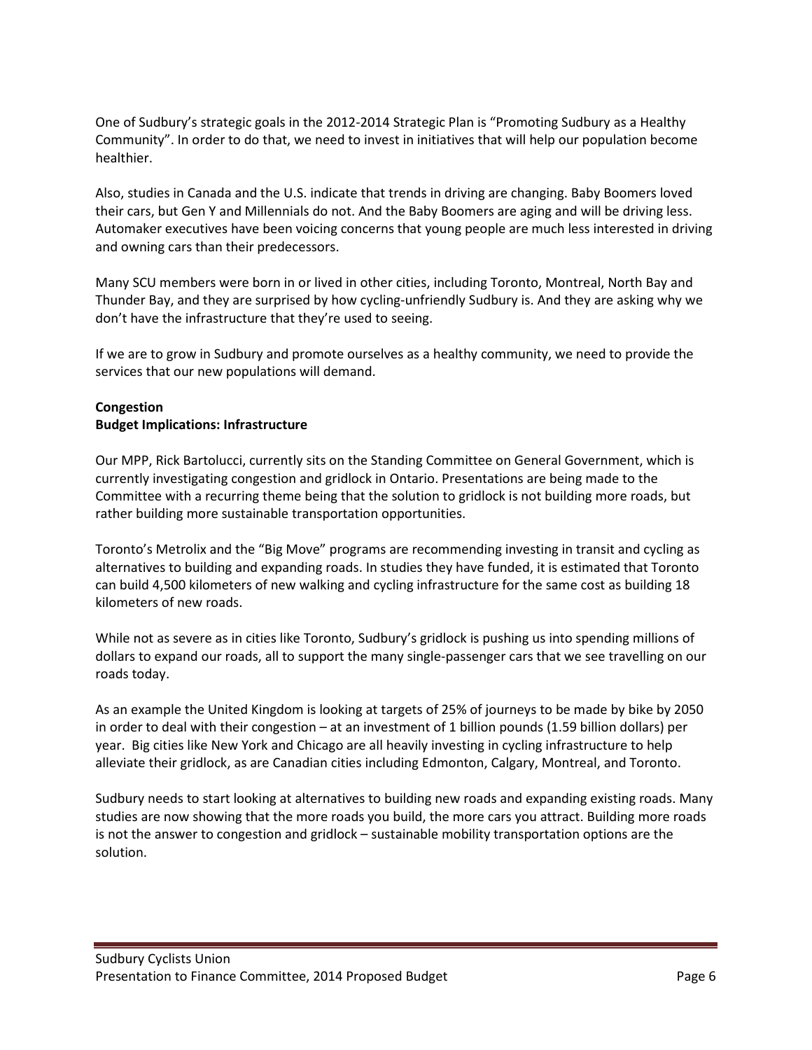One of Sudbury's strategic goals in the 2012-2014 Strategic Plan is "Promoting Sudbury as a Healthy Community". In order to do that, we need to invest in initiatives that will help our population become healthier.

Also, studies in Canada and the U.S. indicate that trends in driving are changing. Baby Boomers loved their cars, but Gen Y and Millennials do not. And the Baby Boomers are aging and will be driving less. Automaker executives have been voicing concerns that young people are much less interested in driving and owning cars than their predecessors.

Many SCU members were born in or lived in other cities, including Toronto, Montreal, North Bay and Thunder Bay, and they are surprised by how cycling-unfriendly Sudbury is. And they are asking why we don't have the infrastructure that they're used to seeing.

If we are to grow in Sudbury and promote ourselves as a healthy community, we need to provide the services that our new populations will demand.

**Congestion**
**Budget Implications: Infrastructure**

Our MPP, Rick Bartolucci, currently sits on the Standing Committee on General Government, which is currently investigating congestion and gridlock in Ontario. Presentations are being made to the Committee with a recurring theme being that the solution to gridlock is not building more roads, but rather building more sustainable transportation opportunities.

Toronto's Metrolix and the "Big Move" programs are recommending investing in transit and cycling as alternatives to building and expanding roads. In studies they have funded, it is estimated that Toronto can build 4,500 kilometers of new walking and cycling infrastructure for the same cost as building 18 kilometers of new roads.

While not as severe as in cities like Toronto, Sudbury's gridlock is pushing us into spending millions of dollars to expand our roads, all to support the many single-passenger cars that we see travelling on our roads today.

As an example the United Kingdom is looking at targets of 25% of journeys to be made by bike by 2050 in order to deal with their congestion – at an investment of 1 billion pounds (1.59 billion dollars) per year. Big cities like New York and Chicago are all heavily investing in cycling infrastructure to help alleviate their gridlock, as are Canadian cities including Edmonton, Calgary, Montreal, and Toronto.

Sudbury needs to start looking at alternatives to building new roads and expanding existing roads. Many studies are now showing that the more roads you build, the more cars you attract. Building more roads is not the answer to congestion and gridlock – sustainable mobility transportation options are the solution.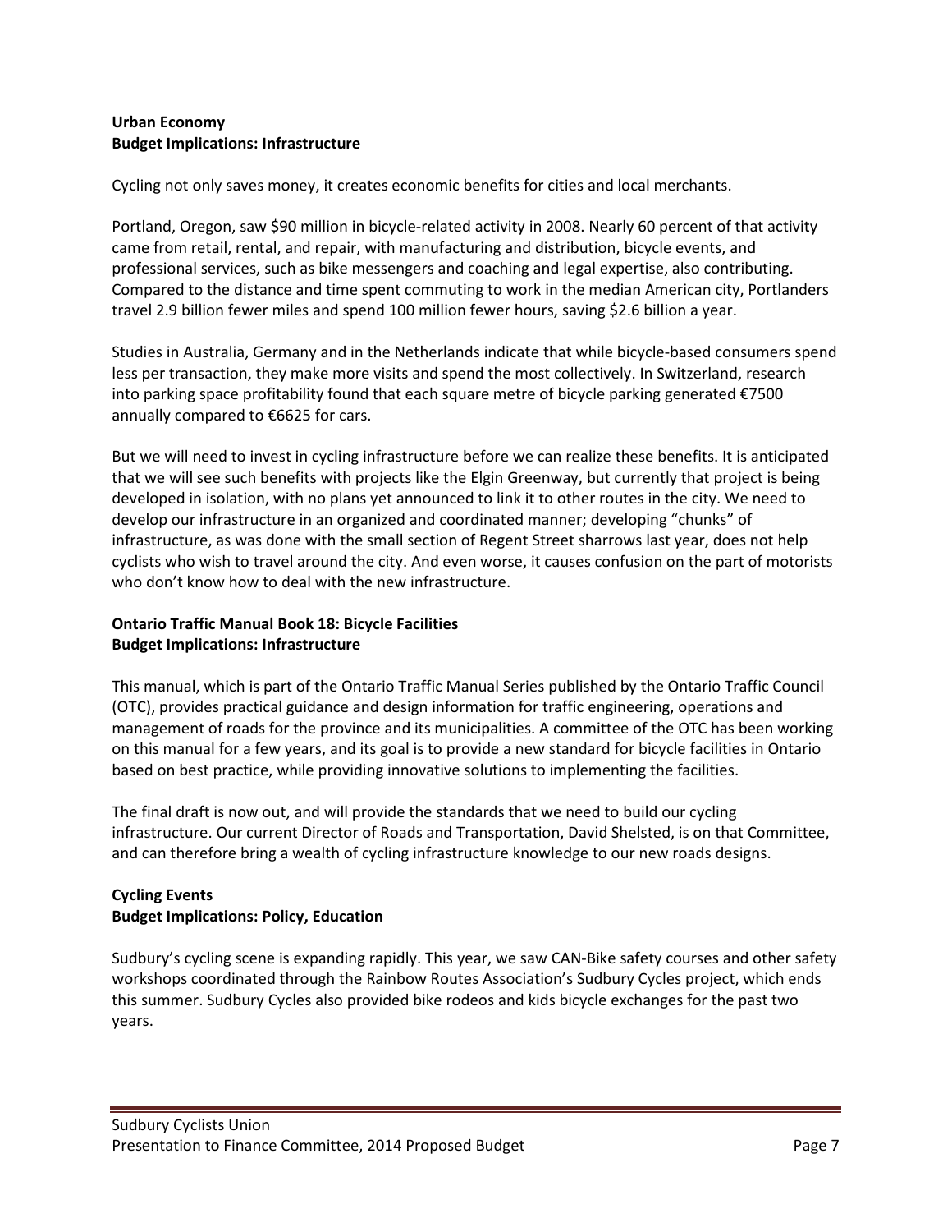**Urban Economy**
**Budget Implications: Infrastructure**

Cycling not only saves money, it creates economic benefits for cities and local merchants.

Portland, Oregon, saw $90 million in bicycle-related activity in 2008. Nearly 60 percent of that activity came from retail, rental, and repair, with manufacturing and distribution, bicycle events, and professional services, such as bike messengers and coaching and legal expertise, also contributing. Compared to the distance and time spent commuting to work in the median American city, Portlanders travel 2.9 billion fewer miles and spend 100 million fewer hours, saving $2.6 billion a year.

Studies in Australia, Germany and in the Netherlands indicate that while bicycle-based consumers spend less per transaction, they make more visits and spend the most collectively. In Switzerland, research into parking space profitability found that each square metre of bicycle parking generated €7500 annually compared to €6625 for cars.

But we will need to invest in cycling infrastructure before we can realize these benefits. It is anticipated that we will see such benefits with projects like the Elgin Greenway, but currently that project is being developed in isolation, with no plans yet announced to link it to other routes in the city. We need to develop our infrastructure in an organized and coordinated manner; developing "chunks" of infrastructure, as was done with the small section of Regent Street sharrows last year, does not help cyclists who wish to travel around the city. And even worse, it causes confusion on the part of motorists who don't know how to deal with the new infrastructure.

**Ontario Traffic Manual Book 18: Bicycle Facilities**
**Budget Implications: Infrastructure**

This manual, which is part of the Ontario Traffic Manual Series published by the Ontario Traffic Council (OTC), provides practical guidance and design information for traffic engineering, operations and management of roads for the province and its municipalities. A committee of the OTC has been working on this manual for a few years, and its goal is to provide a new standard for bicycle facilities in Ontario based on best practice, while providing innovative solutions to implementing the facilities.

The final draft is now out, and will provide the standards that we need to build our cycling infrastructure. Our current Director of Roads and Transportation, David Shelsted, is on that Committee, and can therefore bring a wealth of cycling infrastructure knowledge to our new roads designs.

**Cycling Events**
**Budget Implications: Policy, Education**

Sudbury's cycling scene is expanding rapidly. This year, we saw CAN-Bike safety courses and other safety workshops coordinated through the Rainbow Routes Association's Sudbury Cycles project, which ends this summer. Sudbury Cycles also provided bike rodeos and kids bicycle exchanges for the past two years.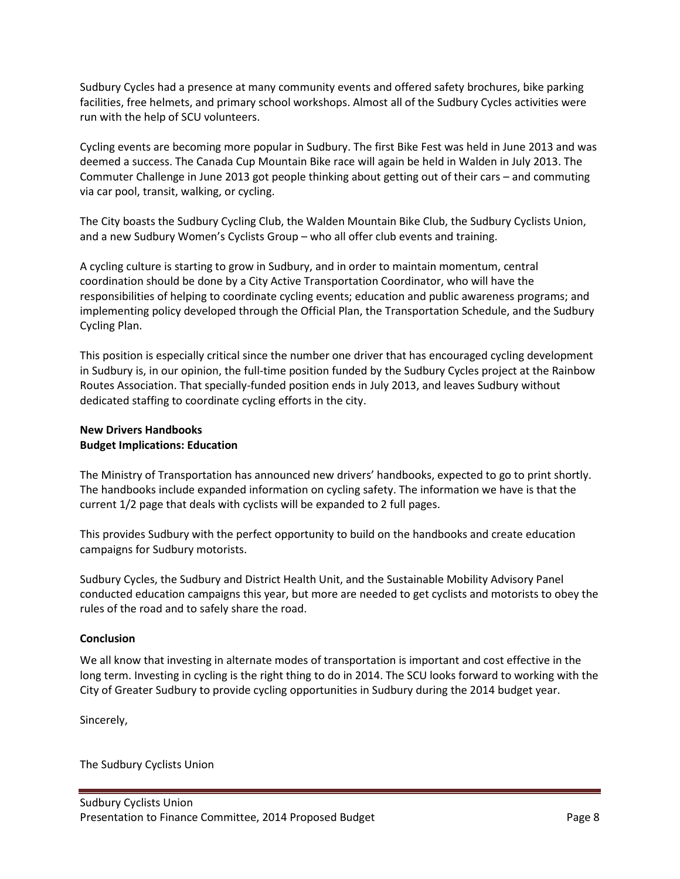Sudbury Cycles had a presence at many community events and offered safety brochures, bike parking facilities, free helmets, and primary school workshops. Almost all of the Sudbury Cycles activities were run with the help of SCU volunteers.

Cycling events are becoming more popular in Sudbury. The first Bike Fest was held in June 2013 and was deemed a success. The Canada Cup Mountain Bike race will again be held in Walden in July 2013. The Commuter Challenge in June 2013 got people thinking about getting out of their cars – and commuting via car pool, transit, walking, or cycling.

The City boasts the Sudbury Cycling Club, the Walden Mountain Bike Club, the Sudbury Cyclists Union, and a new Sudbury Women's Cyclists Group – who all offer club events and training.

A cycling culture is starting to grow in Sudbury, and in order to maintain momentum, central coordination should be done by a City Active Transportation Coordinator, who will have the responsibilities of helping to coordinate cycling events; education and public awareness programs; and implementing policy developed through the Official Plan, the Transportation Schedule, and the Sudbury Cycling Plan.

This position is especially critical since the number one driver that has encouraged cycling development in Sudbury is, in our opinion, the full-time position funded by the Sudbury Cycles project at the Rainbow Routes Association. That specially-funded position ends in July 2013, and leaves Sudbury without dedicated staffing to coordinate cycling efforts in the city.

**New Drivers Handbooks**
**Budget Implications: Education**

The Ministry of Transportation has announced new drivers' handbooks, expected to go to print shortly. The handbooks include expanded information on cycling safety. The information we have is that the current 1/2 page that deals with cyclists will be expanded to 2 full pages.

This provides Sudbury with the perfect opportunity to build on the handbooks and create education campaigns for Sudbury motorists.

Sudbury Cycles, the Sudbury and District Health Unit, and the Sustainable Mobility Advisory Panel conducted education campaigns this year, but more are needed to get cyclists and motorists to obey the rules of the road and to safely share the road.

**Conclusion**

We all know that investing in alternate modes of transportation is important and cost effective in the long term. Investing in cycling is the right thing to do in 2014. The SCU looks forward to working with the City of Greater Sudbury to provide cycling opportunities in Sudbury during the 2014 budget year.

Sincerely,

The Sudbury Cyclists Union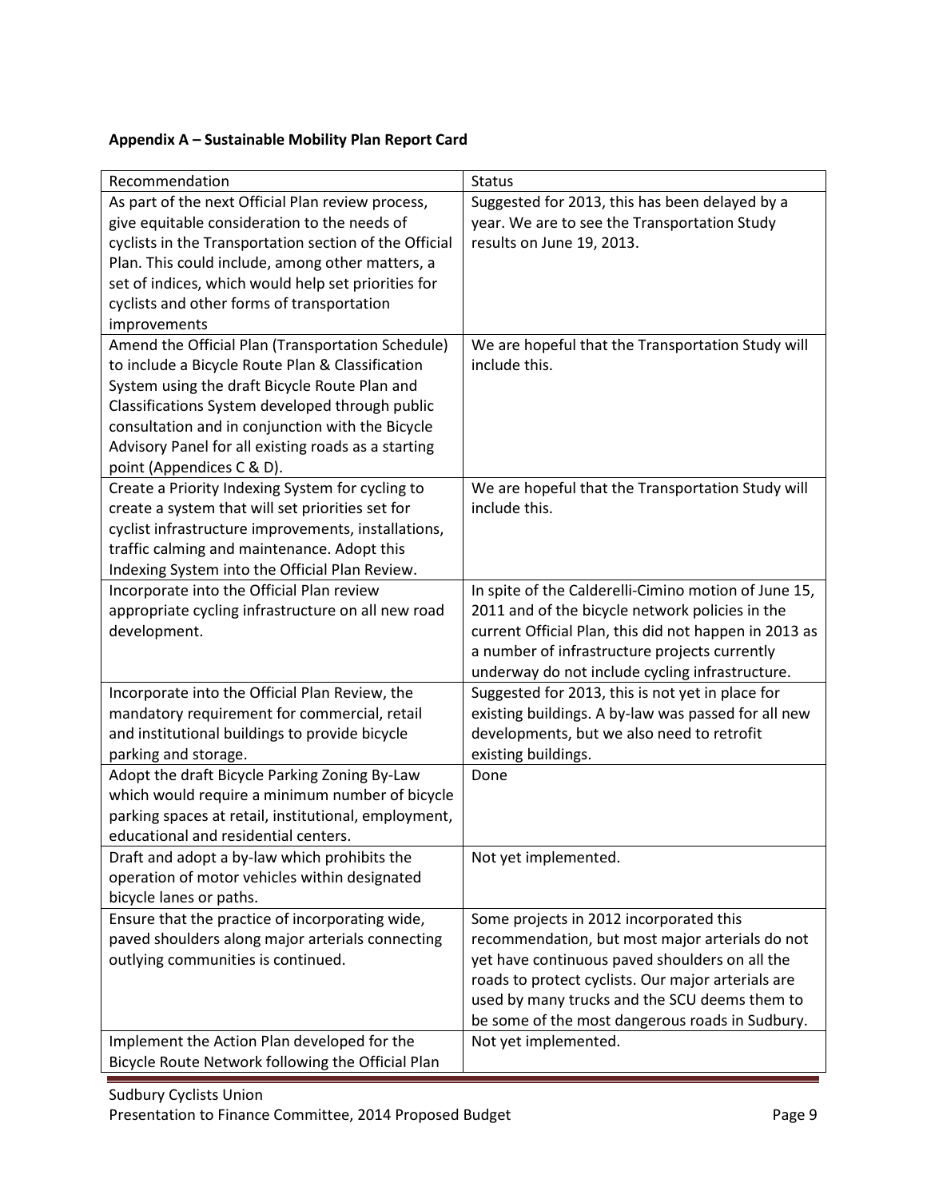**Appendix A – Sustainable Mobility Plan Report Card**

| Recommendation | Status |
|---|---|
| As part of the next Official Plan review process, give equitable consideration to the needs of cyclists in the Transportation section of the Official Plan. This could include, among other matters, a set of indices, which would help set priorities for cyclists and other forms of transportation improvements | Suggested for 2013, this has been delayed by a year. We are to see the Transportation Study results on June 19, 2013. |
| Amend the Official Plan (Transportation Schedule) to include a Bicycle Route Plan & Classification System using the draft Bicycle Route Plan and Classifications System developed through public consultation and in conjunction with the Bicycle Advisory Panel for all existing roads as a starting point (Appendices C & D). | We are hopeful that the Transportation Study will include this. |
| Create a Priority Indexing System for cycling to create a system that will set priorities set for cyclist infrastructure improvements, installations, traffic calming and maintenance. Adopt this Indexing System into the Official Plan Review. | We are hopeful that the Transportation Study will include this. |
| Incorporate into the Official Plan review appropriate cycling infrastructure on all new road development. | In spite of the Calderelli-Cimino motion of June 15, 2011 and of the bicycle network policies in the current Official Plan, this did not happen in 2013 as a number of infrastructure projects currently underway do not include cycling infrastructure. |
| Incorporate into the Official Plan Review, the mandatory requirement for commercial, retail and institutional buildings to provide bicycle parking and storage. | Suggested for 2013, this is not yet in place for existing buildings. A by-law was passed for all new developments, but we also need to retrofit existing buildings. |
| Adopt the draft Bicycle Parking Zoning By-Law which would require a minimum number of bicycle parking spaces at retail, institutional, employment, educational and residential centers. | Done |
| Draft and adopt a by-law which prohibits the operation of motor vehicles within designated bicycle lanes or paths. | Not yet implemented. |
| Ensure that the practice of incorporating wide, paved shoulders along major arterials connecting outlying communities is continued. | Some projects in 2012 incorporated this recommendation, but most major arterials do not yet have continuous paved shoulders on all the roads to protect cyclists. Our major arterials are used by many trucks and the SCU deems them to be some of the most dangerous roads in Sudbury. |
| Implement the Action Plan developed for the Bicycle Route Network following the Official Plan | Not yet implemented. |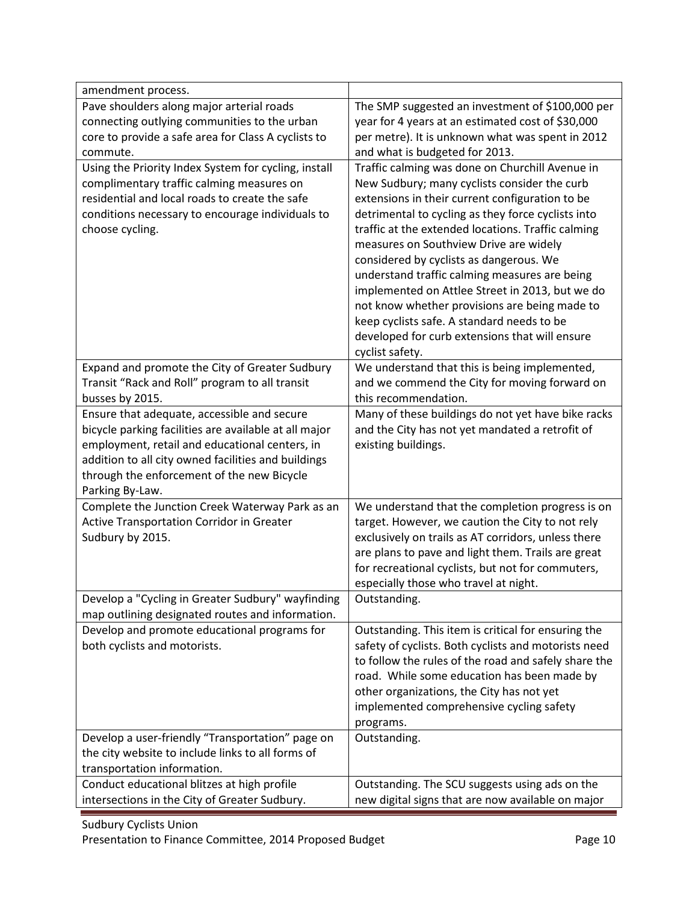| | |
|---|---|
| amendment process. | |
| Pave shoulders along major arterial roads connecting outlying communities to the urban core to provide a safe area for Class A cyclists to commute. | The SMP suggested an investment of $100,000 per year for 4 years at an estimated cost of $30,000 per metre). It is unknown what was spent in 2012 and what is budgeted for 2013. |
| Using the Priority Index System for cycling, install complimentary traffic calming measures on residential and local roads to create the safe conditions necessary to encourage individuals to choose cycling. | Traffic calming was done on Churchill Avenue in New Sudbury; many cyclists consider the curb extensions in their current configuration to be detrimental to cycling as they force cyclists into traffic at the extended locations. Traffic calming measures on Southview Drive are widely considered by cyclists as dangerous. We understand traffic calming measures are being implemented on Attlee Street in 2013, but we do not know whether provisions are being made to keep cyclists safe. A standard needs to be developed for curb extensions that will ensure cyclist safety. |
| Expand and promote the City of Greater Sudbury Transit "Rack and Roll" program to all transit busses by 2015. | We understand that this is being implemented, and we commend the City for moving forward on this recommendation. |
| Ensure that adequate, accessible and secure bicycle parking facilities are available at all major employment, retail and educational centers, in addition to all city owned facilities and buildings through the enforcement of the new Bicycle Parking By-Law. | Many of these buildings do not yet have bike racks and the City has not yet mandated a retrofit of existing buildings. |
| Complete the Junction Creek Waterway Park as an Active Transportation Corridor in Greater Sudbury by 2015. | We understand that the completion progress is on target. However, we caution the City to not rely exclusively on trails as AT corridors, unless there are plans to pave and light them. Trails are great for recreational cyclists, but not for commuters, especially those who travel at night. |
| Develop a "Cycling in Greater Sudbury" wayfinding map outlining designated routes and information. | Outstanding. |
| Develop and promote educational programs for both cyclists and motorists. | Outstanding. This item is critical for ensuring the safety of cyclists. Both cyclists and motorists need to follow the rules of the road and safely share the road. While some education has been made by other organizations, the City has not yet implemented comprehensive cycling safety programs. |
| Develop a user-friendly "Transportation" page on the city website to include links to all forms of transportation information. | Outstanding. |
| Conduct educational blitzes at high profile intersections in the City of Greater Sudbury. | Outstanding. The SCU suggests using ads on the new digital signs that are now available on major |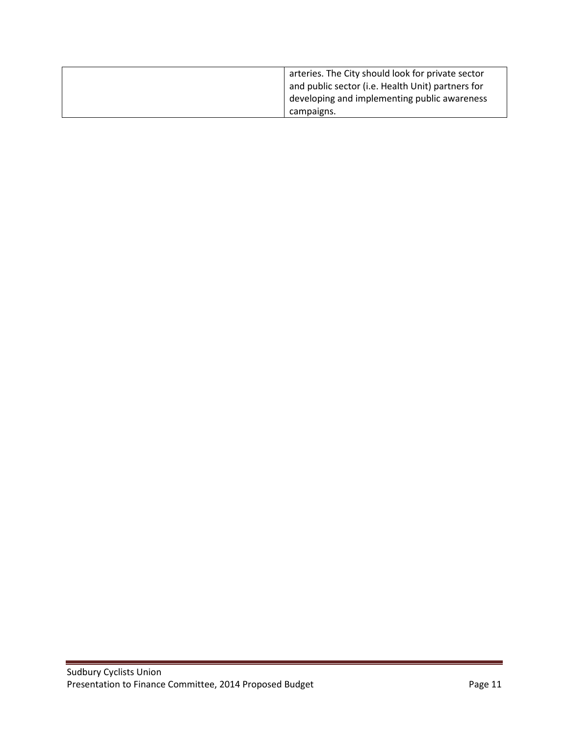| | |
|---|---|
| | arteries. The City should look for private sector and public sector (i.e. Health Unit) partners for developing and implementing public awareness campaigns. |